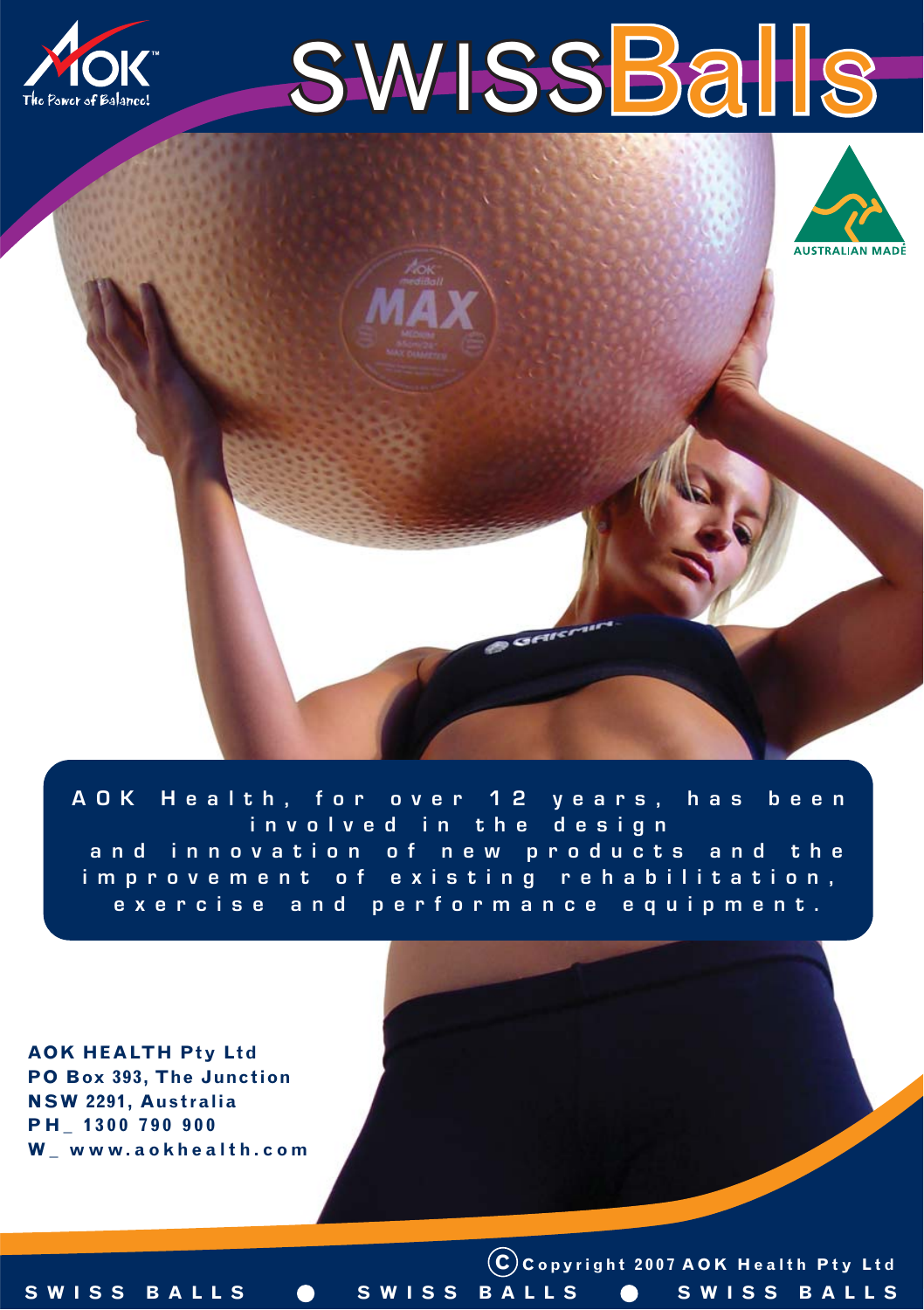# SWISS Balls

AOK Health, for over 12 years, has been involved in the design and innovation of new products and the improvement of existing rehabilitation, exercise and performance equipment.

**AOK HEALTH Pty Ltd**
**PO Box 393, The Junction**
**NSW 2291, Australia**
**PH_ 1300 790 900**
**W_ www.aokhealth.com**

© Copyright 2007 AOK Health Pty Ltd

SWISS BALLS ● SWISS BALLS ● SWISS BALLS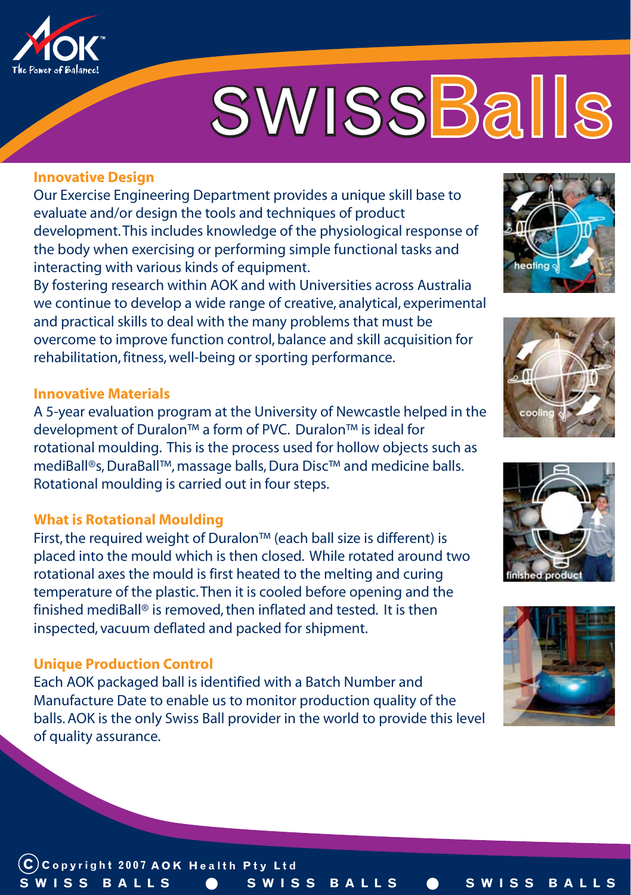# SWISSBalls

## Innovative Design

Our Exercise Engineering Department provides a unique skill base to evaluate and/or design the tools and techniques of product development. This includes knowledge of the physiological response of the body when exercising or performing simple functional tasks and interacting with various kinds of equipment.

By fostering research within AOK and with Universities across Australia we continue to develop a wide range of creative, analytical, experimental and practical skills to deal with the many problems that must be overcome to improve function control, balance and skill acquisition for rehabilitation, fitness, well-being or sporting performance.

## Innovative Materials

A 5-year evaluation program at the University of Newcastle helped in the development of Duralon™ a form of PVC. Duralon™ is ideal for rotational moulding. This is the process used for hollow objects such as mediBall®s, DuraBall™, massage balls, Dura Disc™ and medicine balls. Rotational moulding is carried out in four steps.

## What is Rotational Moulding

First, the required weight of Duralon™ (each ball size is different) is placed into the mould which is then closed. While rotated around two rotational axes the mould is first heated to the melting and curing temperature of the plastic. Then it is cooled before opening and the finished mediBall® is removed, then inflated and tested. It is then inspected, vacuum deflated and packed for shipment.

## Unique Production Control

Each AOK packaged ball is identified with a Batch Number and Manufacture Date to enable us to monitor production quality of the balls. AOK is the only Swiss Ball provider in the world to provide this level of quality assurance.

heating

cooling

finished product

© Copyright 2007 AOK Health Pty Ltd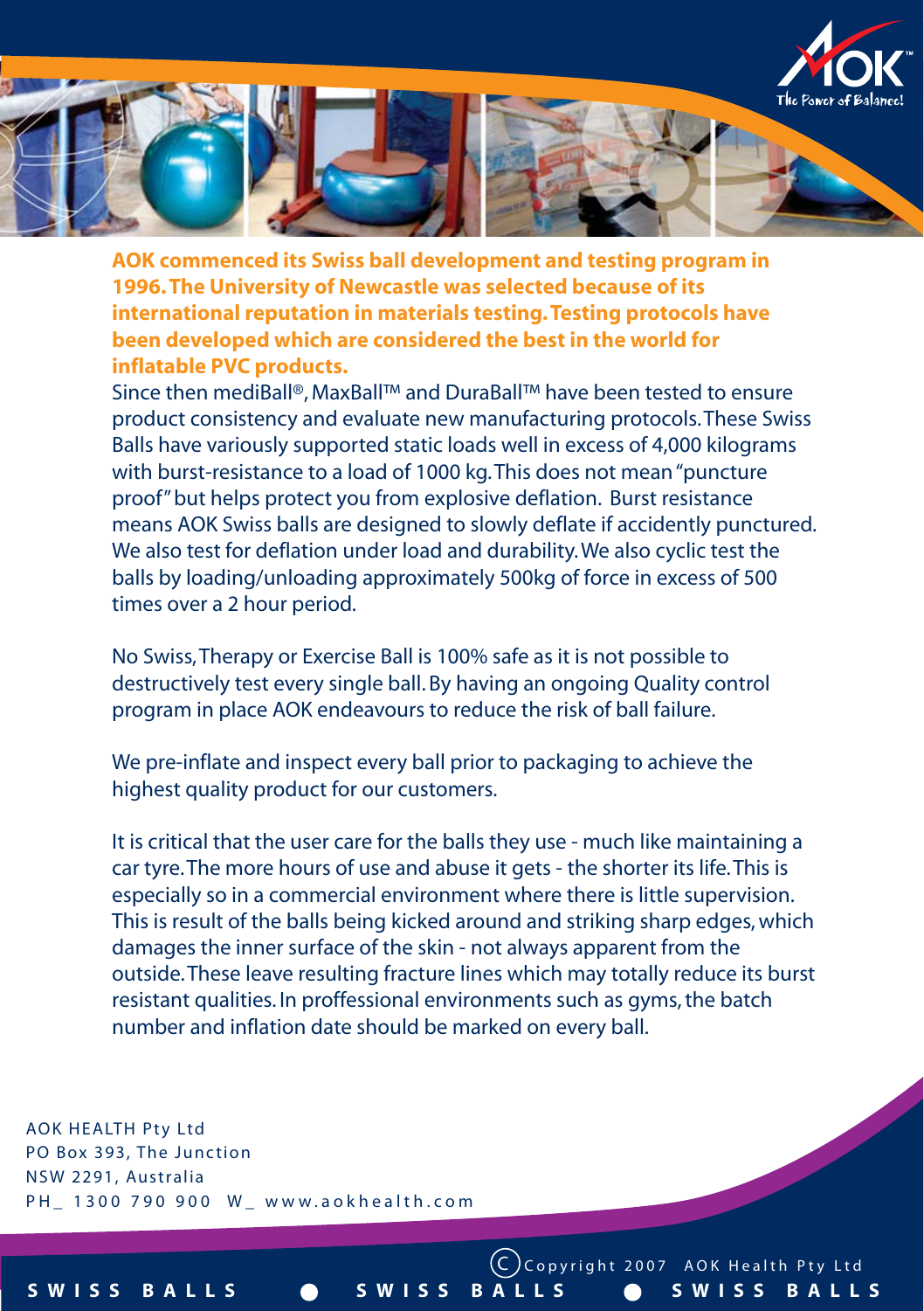**AOK commenced its Swiss ball development and testing program in 1996. The University of Newcastle was selected because of its international reputation in materials testing. Testing protocols have been developed which are considered the best in the world for inflatable PVC products.**

Since then mediBall®, MaxBall™ and DuraBall™ have been tested to ensure product consistency and evaluate new manufacturing protocols. These Swiss Balls have variously supported static loads well in excess of 4,000 kilograms with burst-resistance to a load of 1000 kg. This does not mean "puncture proof" but helps protect you from explosive deflation. Burst resistance means AOK Swiss balls are designed to slowly deflate if accidently punctured. We also test for deflation under load and durability. We also cyclic test the balls by loading/unloading approximately 500kg of force in excess of 500 times over a 2 hour period.

No Swiss, Therapy or Exercise Ball is 100% safe as it is not possible to destructively test every single ball. By having an ongoing Quality control program in place AOK endeavours to reduce the risk of ball failure.

We pre-inflate and inspect every ball prior to packaging to achieve the highest quality product for our customers.

It is critical that the user care for the balls they use - much like maintaining a car tyre. The more hours of use and abuse it gets - the shorter its life. This is especially so in a commercial environment where there is little supervision. This is result of the balls being kicked around and striking sharp edges, which damages the inner surface of the skin - not always apparent from the outside. These leave resulting fracture lines which may totally reduce its burst resistant qualities. In proffessional environments such as gyms, the batch number and inflation date should be marked on every ball.

AOK HEALTH Pty Ltd
PO Box 393, The Junction
NSW 2291, Australia
PH_ 1300 790 900 W_ www.aokhealth.com

© Copyright 2007 AOK Health Pty Ltd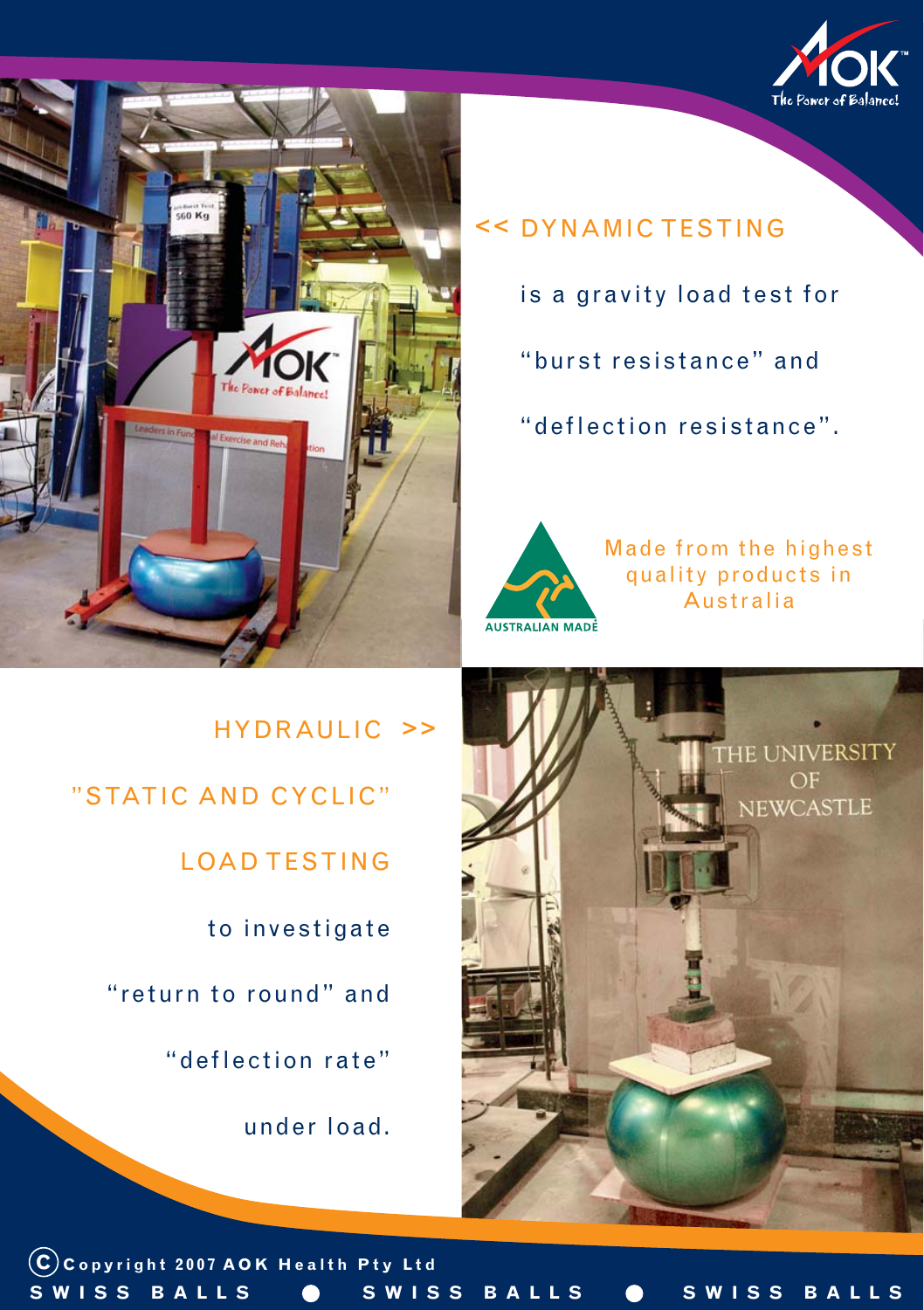## << DYNAMIC TESTING

is a gravity load test for "burst resistance" and "deflection resistance".

Made from the highest quality products in Australia

## HYDRAULIC >>

## "STATIC AND CYCLIC" LOAD TESTING

to investigate "return to round" and "deflection rate" under load.

© Copyright 2007 **AOK** Health Pty Ltd

SWISS BALLS ● SWISS BALLS ● SWISS BALLS